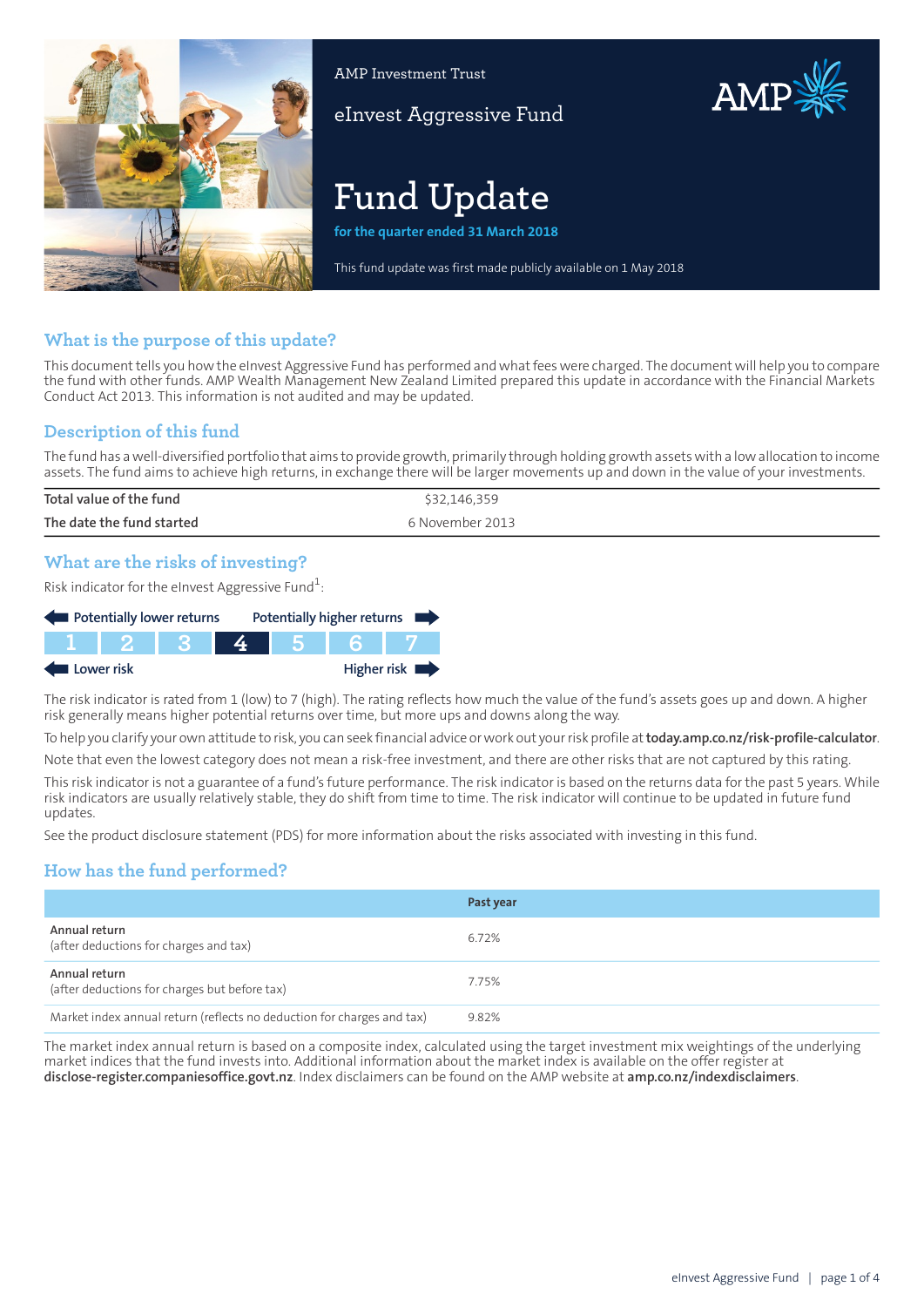AMP Investment Trust

eInvest Aggressive Fund

# Fund Update

**for the quarter ended 31 March 2018**

This fund update was first made publicly available on 1 May 2018

## What is the purpose of this update?

This document tells you how the eInvest Aggressive Fund has performed and what fees were charged. The document will help you to compare the fund with other funds. AMP Wealth Management New Zealand Limited prepared this update in accordance with the Financial Markets Conduct Act 2013. This information is not audited and may be updated.

## Description of this fund

The fund has a well-diversified portfolio that aims to provide growth, primarily through holding growth assets with a low allocation to income assets. The fund aims to achieve high returns, in exchange there will be larger movements up and down in the value of your investments.

| | |
|---|---|
| **Total value of the fund** | $32,146,359 |
| **The date the fund started** | 6 November 2013 |

## What are the risks of investing?

Risk indicator for the eInvest Aggressive Fund[1]:

Potentially lower returns — Potentially higher returns

| 1 | 2 | 3 | **4** | 5 | 6 | 7 |
|---|---|---|---|---|---|---|

Lower risk — Higher risk

The risk indicator is rated from 1 (low) to 7 (high). The rating reflects how much the value of the fund's assets goes up and down. A higher risk generally means higher potential returns over time, but more ups and downs along the way.

To help you clarify your own attitude to risk, you can seek financial advice or work out your risk profile at **today.amp.co.nz/risk-profile-calculator**.

Note that even the lowest category does not mean a risk-free investment, and there are other risks that are not captured by this rating.

This risk indicator is not a guarantee of a fund's future performance. The risk indicator is based on the returns data for the past 5 years. While risk indicators are usually relatively stable, they do shift from time to time. The risk indicator will continue to be updated in future fund updates.

See the product disclosure statement (PDS) for more information about the risks associated with investing in this fund.

## How has the fund performed?

| | Past year |
|---|---|
| **Annual return** (after deductions for charges and tax) | 6.72% |
| **Annual return** (after deductions for charges but before tax) | 7.75% |
| Market index annual return (reflects no deduction for charges and tax) | 9.82% |

The market index annual return is based on a composite index, calculated using the target investment mix weightings of the underlying market indices that the fund invests into. Additional information about the market index is available on the offer register at **disclose-register.companiesoffice.govt.nz**. Index disclaimers can be found on the AMP website at **amp.co.nz/indexdisclaimers**.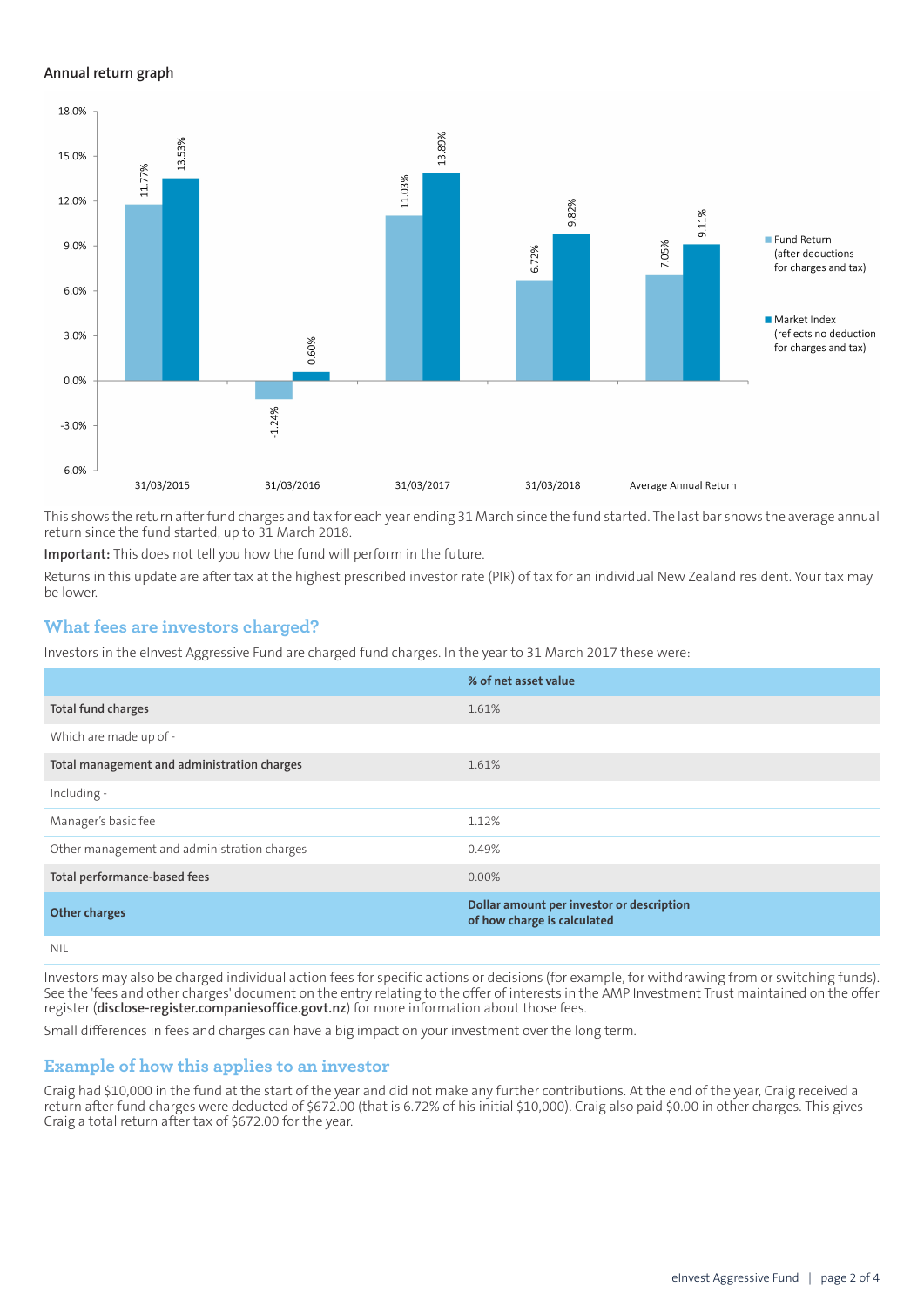### Annual return graph

| | Fund Return (after deductions for charges and tax) | Market Index (reflects no deduction for charges and tax) |
|---|---|---|
| 31/03/2015 | 11.77% | 13.53% |
| 31/03/2016 | -1.24% | 0.60% |
| 31/03/2017 | 11.03% | 13.89% |
| 31/03/2018 | 6.72% | 9.82% |
| Average Annual Return | 7.05% | 9.11% |

This shows the return after fund charges and tax for each year ending 31 March since the fund started. The last bar shows the average annual return since the fund started, up to 31 March 2018.

**Important:** This does not tell you how the fund will perform in the future.

Returns in this update are after tax at the highest prescribed investor rate (PIR) of tax for an individual New Zealand resident. Your tax may be lower.

## What fees are investors charged?

Investors in the eInvest Aggressive Fund are charged fund charges. In the year to 31 March 2017 these were:

| | % of net asset value |
|---|---|
| **Total fund charges** | 1.61% |
| Which are made up of - | |
| **Total management and administration charges** | 1.61% |
| Including - | |
| Manager's basic fee | 1.12% |
| Other management and administration charges | 0.49% |
| **Total performance-based fees** | 0.00% |
| **Other charges** | **Dollar amount per investor or description of how charge is calculated** |
| NIL | |

Investors may also be charged individual action fees for specific actions or decisions (for example, for withdrawing from or switching funds). See the 'fees and other charges' document on the entry relating to the offer of interests in the AMP Investment Trust maintained on the offer register (**disclose-register.companiesoffice.govt.nz**) for more information about those fees.

Small differences in fees and charges can have a big impact on your investment over the long term.

## Example of how this applies to an investor

Craig had $10,000 in the fund at the start of the year and did not make any further contributions. At the end of the year, Craig received a return after fund charges were deducted of $672.00 (that is 6.72% of his initial $10,000). Craig also paid $0.00 in other charges. This gives Craig a total return after tax of $672.00 for the year.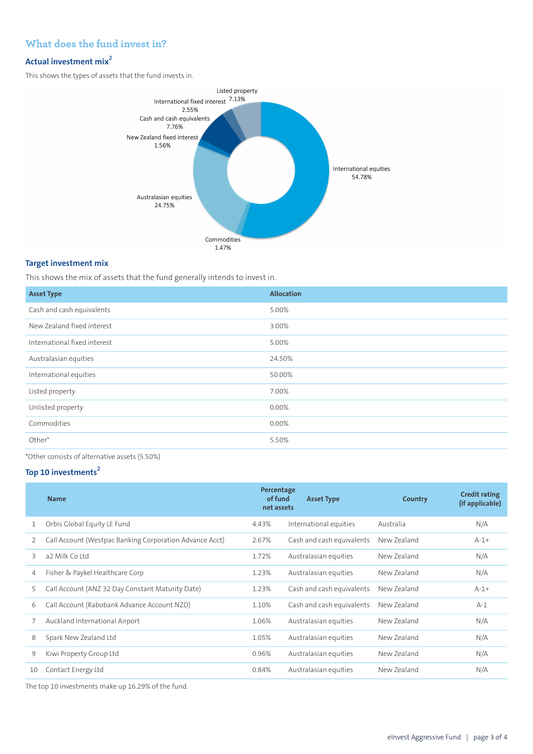## What does the fund invest in?

### Actual investment mix[2]

This shows the types of assets that the fund invests in.

Listed property 7.13%
International fixed interest 2.55%
Cash and cash equivalents 7.76%
New Zealand fixed interest 1.56%
International equities 54.78%
Australasian equities 24.75%
Commodities 1.47%

### Target investment mix

This shows the mix of assets that the fund generally intends to invest in.

| Asset Type | Allocation |
|---|---|
| Cash and cash equivalents | 5.00% |
| New Zealand fixed interest | 3.00% |
| International fixed interest | 5.00% |
| Australasian equities | 24.50% |
| International equities | 50.00% |
| Listed property | 7.00% |
| Unlisted property | 0.00% |
| Commodities | 0.00% |
| Other* | 5.50% |

*Other consists of alternative assets (5.50%)

### Top 10 investments[2]

| | Name | Percentage of fund net assets | Asset Type | Country | Credit rating (if applicable) |
|---|---|---|---|---|---|
| 1 | Orbis Global Equity LE Fund | 4.43% | International equities | Australia | N/A |
| 2 | Call Account (Westpac Banking Corporation Advance Acct) | 2.67% | Cash and cash equivalents | New Zealand | A-1+ |
| 3 | a2 Milk Co Ltd | 1.72% | Australasian equities | New Zealand | N/A |
| 4 | Fisher & Paykel Healthcare Corp | 1.23% | Australasian equities | New Zealand | N/A |
| 5 | Call Account (ANZ 32 Day Constant Maturity Date) | 1.23% | Cash and cash equivalents | New Zealand | A-1+ |
| 6 | Call Account (Rabobank Advance Account NZD) | 1.10% | Cash and cash equivalents | New Zealand | A-1 |
| 7 | Auckland International Airport | 1.06% | Australasian equities | New Zealand | N/A |
| 8 | Spark New Zealand Ltd | 1.05% | Australasian equities | New Zealand | N/A |
| 9 | Kiwi Property Group Ltd | 0.96% | Australasian equities | New Zealand | N/A |
| 10 | Contact Energy Ltd | 0.84% | Australasian equities | New Zealand | N/A |

The top 10 investments make up 16.29% of the fund.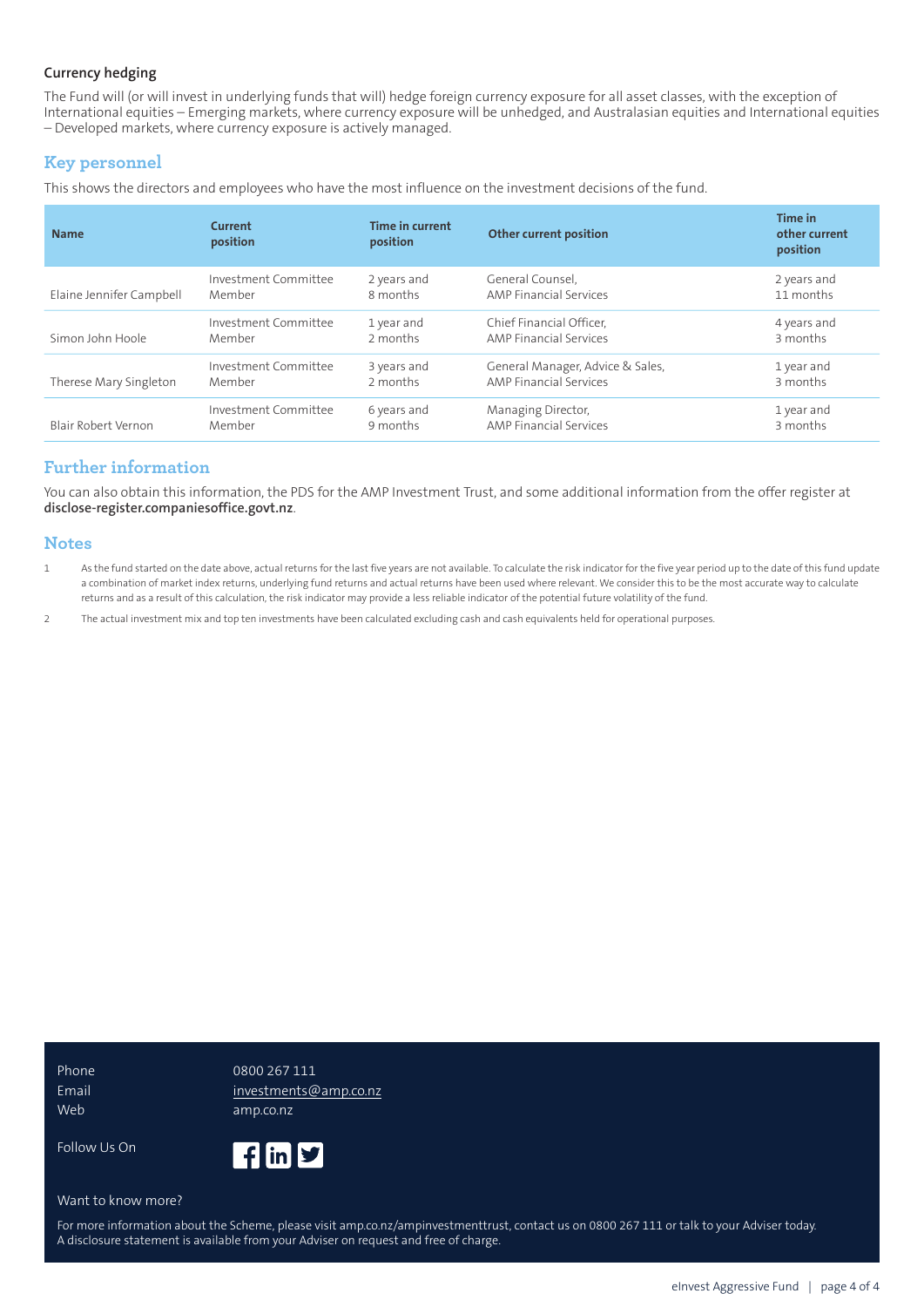### Currency hedging

The Fund will (or will invest in underlying funds that will) hedge foreign currency exposure for all asset classes, with the exception of International equities – Emerging markets, where currency exposure will be unhedged, and Australasian equities and International equities – Developed markets, where currency exposure is actively managed.

## Key personnel

This shows the directors and employees who have the most influence on the investment decisions of the fund.

| Name | Current position | Time in current position | Other current position | Time in other current position |
|---|---|---|---|---|
| Elaine Jennifer Campbell | Investment Committee Member | 2 years and 8 months | General Counsel, AMP Financial Services | 2 years and 11 months |
| Simon John Hoole | Investment Committee Member | 1 year and 2 months | Chief Financial Officer, AMP Financial Services | 4 years and 3 months |
| Therese Mary Singleton | Investment Committee Member | 3 years and 2 months | General Manager, Advice & Sales, AMP Financial Services | 1 year and 3 months |
| Blair Robert Vernon | Investment Committee Member | 6 years and 9 months | Managing Director, AMP Financial Services | 1 year and 3 months |

## Further information

You can also obtain this information, the PDS for the AMP Investment Trust, and some additional information from the offer register at **disclose-register.companiesoffice.govt.nz**.

## Notes

1. As the fund started on the date above, actual returns for the last five years are not available. To calculate the risk indicator for the five year period up to the date of this fund update a combination of market index returns, underlying fund returns and actual returns have been used where relevant. We consider this to be the most accurate way to calculate returns and as a result of this calculation, the risk indicator may provide a less reliable indicator of the potential future volatility of the fund.
2. The actual investment mix and top ten investments have been calculated excluding cash and cash equivalents held for operational purposes.

Phone 0800 267 111
Email investments@amp.co.nz
Web amp.co.nz

Follow Us On

Want to know more?

For more information about the Scheme, please visit amp.co.nz/ampinvestmenttrust, contact us on 0800 267 111 or talk to your Adviser today.
A disclosure statement is available from your Adviser on request and free of charge.